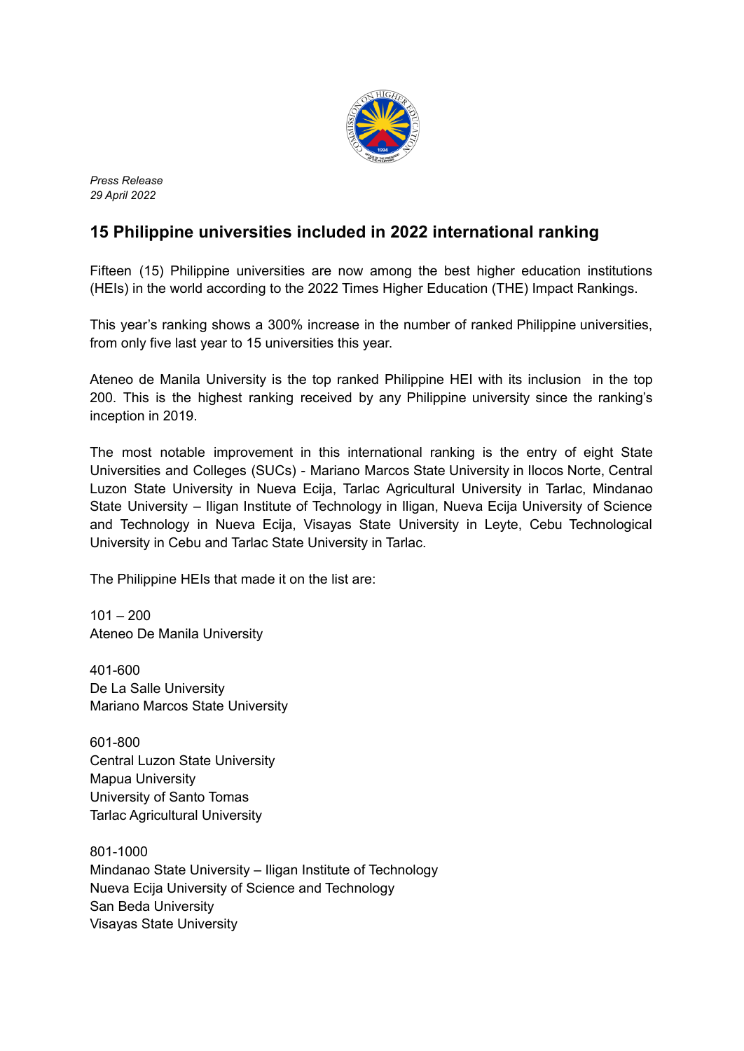*Press Release*
*29 April 2022*

## 15 Philippine universities included in 2022 international ranking

Fifteen (15) Philippine universities are now among the best higher education institutions (HEIs) in the world according to the 2022 Times Higher Education (THE) Impact Rankings.

This year's ranking shows a 300% increase in the number of ranked Philippine universities, from only five last year to 15 universities this year.

Ateneo de Manila University is the top ranked Philippine HEI with its inclusion in the top 200. This is the highest ranking received by any Philippine university since the ranking's inception in 2019.

The most notable improvement in this international ranking is the entry of eight State Universities and Colleges (SUCs) - Mariano Marcos State University in Ilocos Norte, Central Luzon State University in Nueva Ecija, Tarlac Agricultural University in Tarlac, Mindanao State University – Iligan Institute of Technology in Iligan, Nueva Ecija University of Science and Technology in Nueva Ecija, Visayas State University in Leyte, Cebu Technological University in Cebu and Tarlac State University in Tarlac.

The Philippine HEIs that made it on the list are:

101 – 200
Ateneo De Manila University

401-600
De La Salle University
Mariano Marcos State University

601-800
Central Luzon State University
Mapua University
University of Santo Tomas
Tarlac Agricultural University

801-1000
Mindanao State University – Iligan Institute of Technology
Nueva Ecija University of Science and Technology
San Beda University
Visayas State University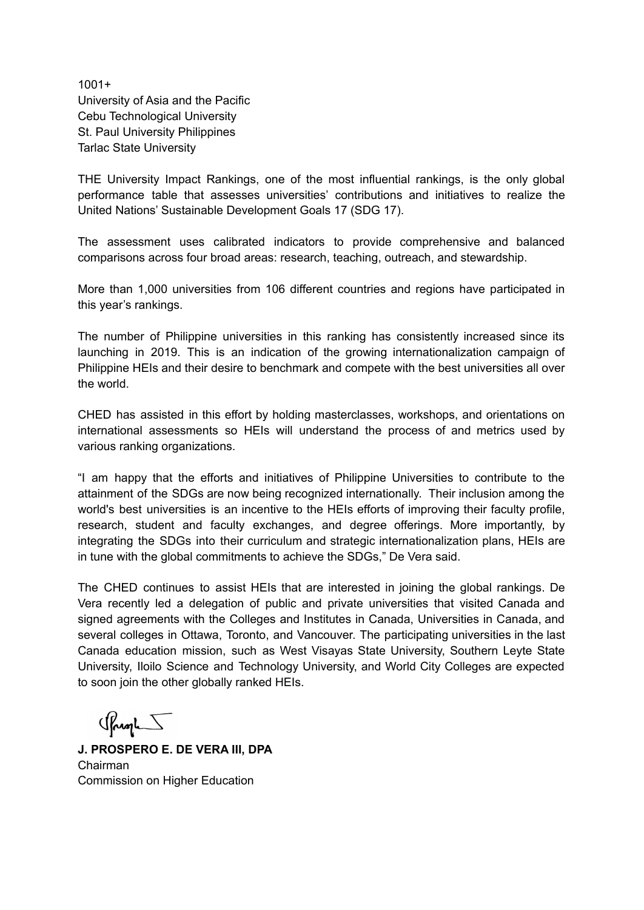1001+
University of Asia and the Pacific
Cebu Technological University
St. Paul University Philippines
Tarlac State University

THE University Impact Rankings, one of the most influential rankings, is the only global performance table that assesses universities' contributions and initiatives to realize the United Nations' Sustainable Development Goals 17 (SDG 17).

The assessment uses calibrated indicators to provide comprehensive and balanced comparisons across four broad areas: research, teaching, outreach, and stewardship.

More than 1,000 universities from 106 different countries and regions have participated in this year's rankings.

The number of Philippine universities in this ranking has consistently increased since its launching in 2019. This is an indication of the growing internationalization campaign of Philippine HEIs and their desire to benchmark and compete with the best universities all over the world.

CHED has assisted in this effort by holding masterclasses, workshops, and orientations on international assessments so HEIs will understand the process of and metrics used by various ranking organizations.

"I am happy that the efforts and initiatives of Philippine Universities to contribute to the attainment of the SDGs are now being recognized internationally. Their inclusion among the world's best universities is an incentive to the HEIs efforts of improving their faculty profile, research, student and faculty exchanges, and degree offerings. More importantly, by integrating the SDGs into their curriculum and strategic internationalization plans, HEIs are in tune with the global commitments to achieve the SDGs," De Vera said.

The CHED continues to assist HEIs that are interested in joining the global rankings. De Vera recently led a delegation of public and private universities that visited Canada and signed agreements with the Colleges and Institutes in Canada, Universities in Canada, and several colleges in Ottawa, Toronto, and Vancouver. The participating universities in the last Canada education mission, such as West Visayas State University, Southern Leyte State University, Iloilo Science and Technology University, and World City Colleges are expected to soon join the other globally ranked HEIs.

**J. PROSPERO E. DE VERA III, DPA**
Chairman
Commission on Higher Education